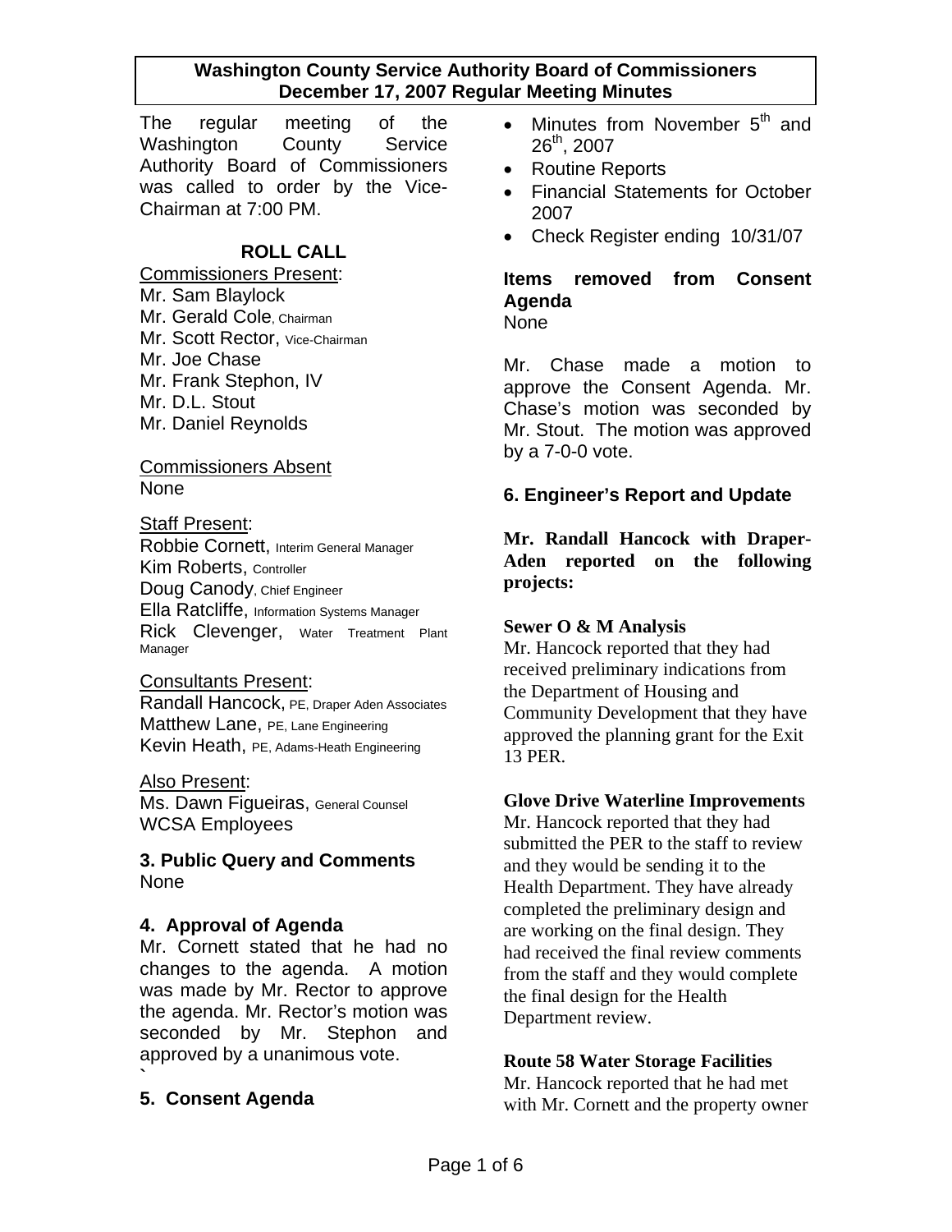# Washington County Service Authority Board of Commissioners
## December 17, 2007 Regular Meeting Minutes

The regular meeting of the Washington County Service Authority Board of Commissioners was called to order by the Vice-Chairman at 7:00 PM.

### ROLL CALL

Commissioners Present:
Mr. Sam Blaylock
Mr. Gerald Cole, Chairman
Mr. Scott Rector, Vice-Chairman
Mr. Joe Chase
Mr. Frank Stephon, IV
Mr. D.L. Stout
Mr. Daniel Reynolds

Commissioners Absent
None

Staff Present:
Robbie Cornett, Interim General Manager
Kim Roberts, Controller
Doug Canody, Chief Engineer
Ella Ratcliffe, Information Systems Manager
Rick Clevenger, Water Treatment Plant Manager

Consultants Present:
Randall Hancock, PE, Draper Aden Associates
Matthew Lane, PE, Lane Engineering
Kevin Heath, PE, Adams-Heath Engineering

Also Present:
Ms. Dawn Figueiras, General Counsel
WCSA Employees

### 3. Public Query and Comments
None

### 4. Approval of Agenda
Mr. Cornett stated that he had no changes to the agenda. A motion was made by Mr. Rector to approve the agenda. Mr. Rector's motion was seconded by Mr. Stephon and approved by a unanimous vote.
`

### 5. Consent Agenda

- Minutes from November 5th and 26th, 2007
- Routine Reports
- Financial Statements for October 2007
- Check Register ending 10/31/07

**Items removed from Consent Agenda**
None

Mr. Chase made a motion to approve the Consent Agenda. Mr. Chase's motion was seconded by Mr. Stout. The motion was approved by a 7-0-0 vote.

### 6. Engineer's Report and Update

**Mr. Randall Hancock with Draper-Aden reported on the following projects:**

**Sewer O & M Analysis**
Mr. Hancock reported that they had received preliminary indications from the Department of Housing and Community Development that they have approved the planning grant for the Exit 13 PER.

**Glove Drive Waterline Improvements**
Mr. Hancock reported that they had submitted the PER to the staff to review and they would be sending it to the Health Department. They have already completed the preliminary design and are working on the final design. They had received the final review comments from the staff and they would complete the final design for the Health Department review.

**Route 58 Water Storage Facilities**
Mr. Hancock reported that he had met with Mr. Cornett and the property owner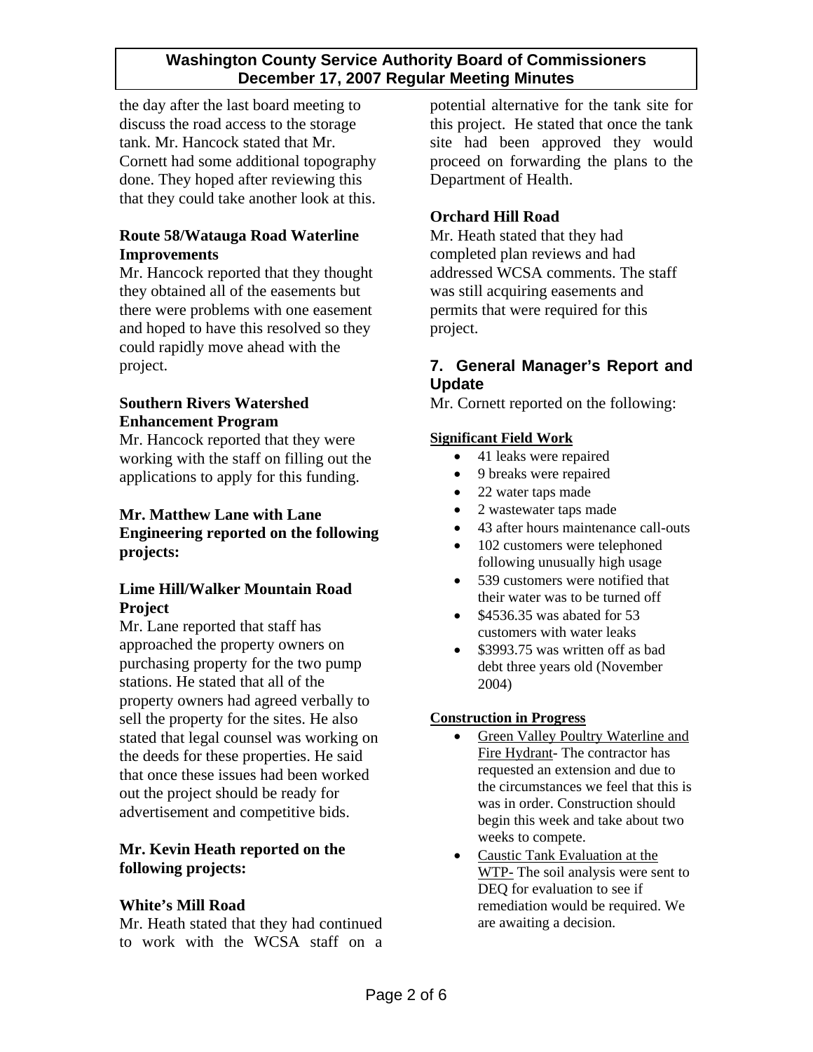the day after the last board meeting to discuss the road access to the storage tank. Mr. Hancock stated that Mr. Cornett had some additional topography done. They hoped after reviewing this that they could take another look at this.

**Route 58/Watauga Road Waterline Improvements**

Mr. Hancock reported that they thought they obtained all of the easements but there were problems with one easement and hoped to have this resolved so they could rapidly move ahead with the project.

**Southern Rivers Watershed Enhancement Program**

Mr. Hancock reported that they were working with the staff on filling out the applications to apply for this funding.

**Mr. Matthew Lane with Lane Engineering reported on the following projects:**

**Lime Hill/Walker Mountain Road Project**

Mr. Lane reported that staff has approached the property owners on purchasing property for the two pump stations. He stated that all of the property owners had agreed verbally to sell the property for the sites. He also stated that legal counsel was working on the deeds for these properties. He said that once these issues had been worked out the project should be ready for advertisement and competitive bids.

**Mr. Kevin Heath reported on the following projects:**

**White's Mill Road**

Mr. Heath stated that they had continued to work with the WCSA staff on a potential alternative for the tank site for this project. He stated that once the tank site had been approved they would proceed on forwarding the plans to the Department of Health.

**Orchard Hill Road**

Mr. Heath stated that they had completed plan reviews and had addressed WCSA comments. The staff was still acquiring easements and permits that were required for this project.

## 7. General Manager's Report and Update

Mr. Cornett reported on the following:

**Significant Field Work**

- 41 leaks were repaired
- 9 breaks were repaired
- 22 water taps made
- 2 wastewater taps made
- 43 after hours maintenance call-outs
- 102 customers were telephoned following unusually high usage
- 539 customers were notified that their water was to be turned off
- $4536.35 was abated for 53 customers with water leaks
- $3993.75 was written off as bad debt three years old (November 2004)

**Construction in Progress**

- Green Valley Poultry Waterline and Fire Hydrant- The contractor has requested an extension and due to the circumstances we feel that this is was in order. Construction should begin this week and take about two weeks to compete.
- Caustic Tank Evaluation at the WTP- The soil analysis were sent to DEQ for evaluation to see if remediation would be required. We are awaiting a decision.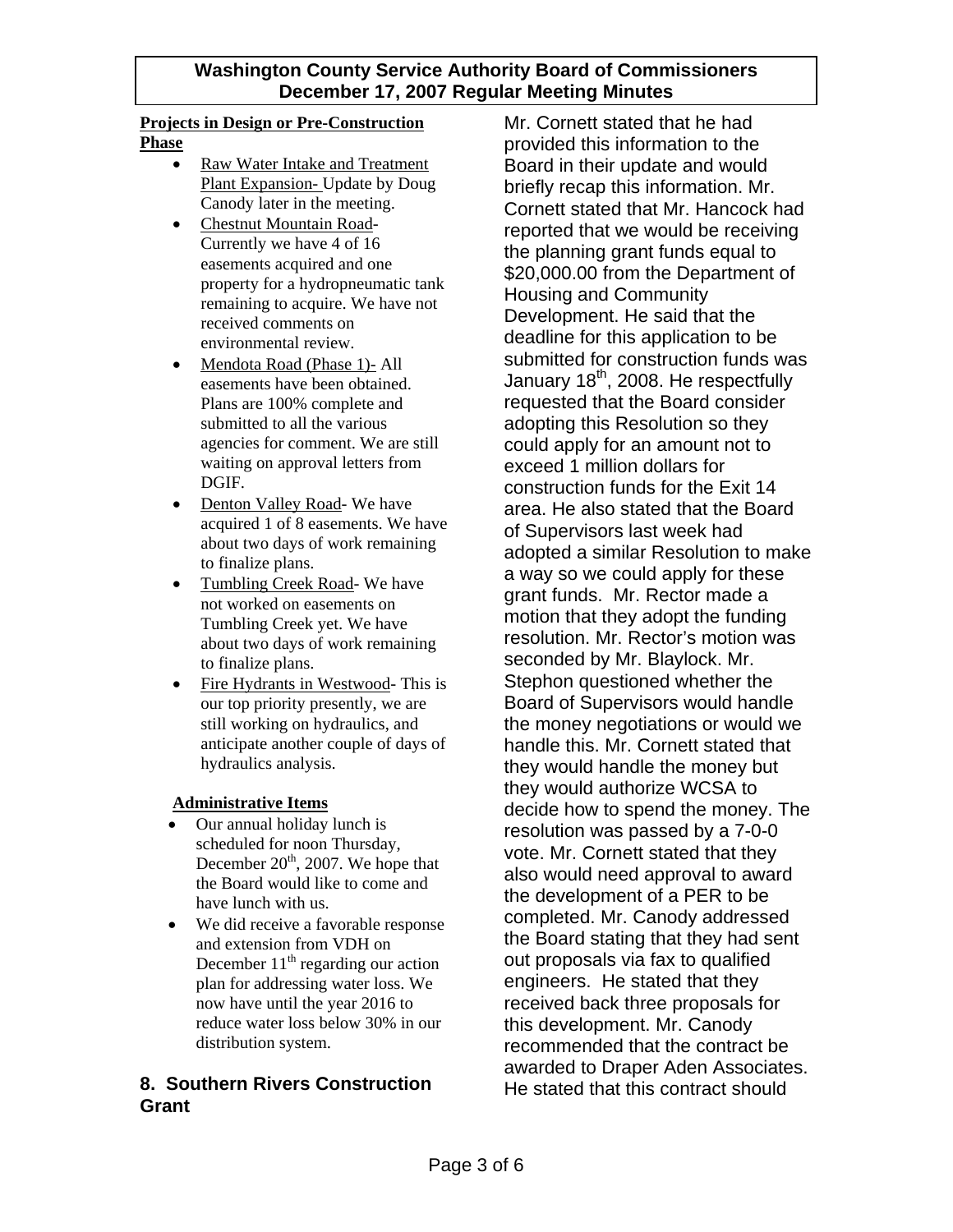**Projects in Design or Pre-Construction Phase**

- Raw Water Intake and Treatment Plant Expansion- Update by Doug Canody later in the meeting.
- Chestnut Mountain Road- Currently we have 4 of 16 easements acquired and one property for a hydropneumatic tank remaining to acquire. We have not received comments on environmental review.
- Mendota Road (Phase 1)- All easements have been obtained. Plans are 100% complete and submitted to all the various agencies for comment. We are still waiting on approval letters from DGIF.
- Denton Valley Road- We have acquired 1 of 8 easements. We have about two days of work remaining to finalize plans.
- Tumbling Creek Road- We have not worked on easements on Tumbling Creek yet. We have about two days of work remaining to finalize plans.
- Fire Hydrants in Westwood- This is our top priority presently, we are still working on hydraulics, and anticipate another couple of days of hydraulics analysis.

**Administrative Items**

- Our annual holiday lunch is scheduled for noon Thursday, December 20th, 2007. We hope that the Board would like to come and have lunch with us.
- We did receive a favorable response and extension from VDH on December 11th regarding our action plan for addressing water loss. We now have until the year 2016 to reduce water loss below 30% in our distribution system.

## 8. Southern Rivers Construction Grant

Mr. Cornett stated that he had provided this information to the Board in their update and would briefly recap this information. Mr. Cornett stated that Mr. Hancock had reported that we would be receiving the planning grant funds equal to $20,000.00 from the Department of Housing and Community Development. He said that the deadline for this application to be submitted for construction funds was January 18th, 2008. He respectfully requested that the Board consider adopting this Resolution so they could apply for an amount not to exceed 1 million dollars for construction funds for the Exit 14 area. He also stated that the Board of Supervisors last week had adopted a similar Resolution to make a way so we could apply for these grant funds. Mr. Rector made a motion that they adopt the funding resolution. Mr. Rector's motion was seconded by Mr. Blaylock. Mr. Stephon questioned whether the Board of Supervisors would handle the money negotiations or would we handle this. Mr. Cornett stated that they would handle the money but they would authorize WCSA to decide how to spend the money. The resolution was passed by a 7-0-0 vote. Mr. Cornett stated that they also would need approval to award the development of a PER to be completed. Mr. Canody addressed the Board stating that they had sent out proposals via fax to qualified engineers. He stated that they received back three proposals for this development. Mr. Canody recommended that the contract be awarded to Draper Aden Associates. He stated that this contract should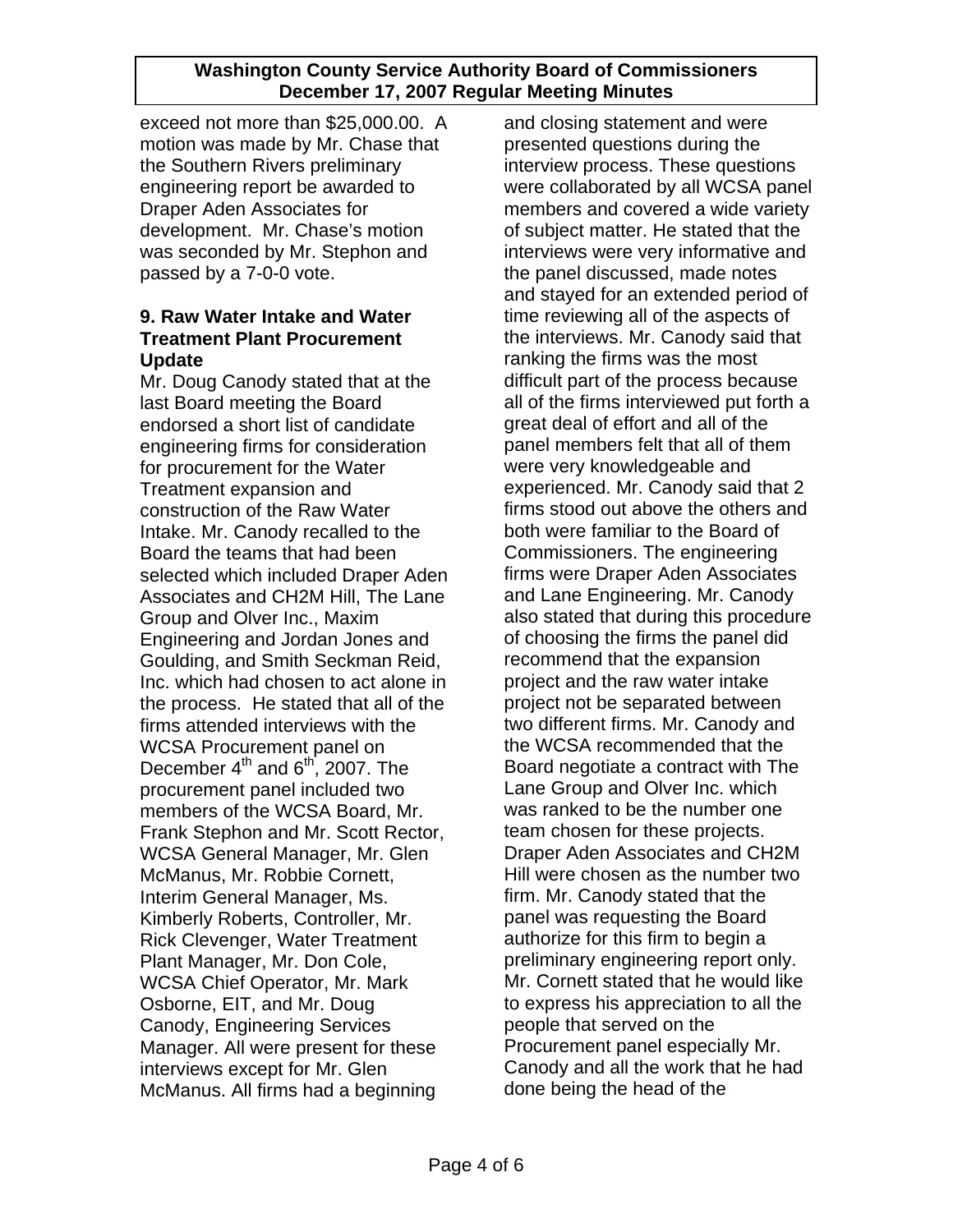exceed not more than $25,000.00. A motion was made by Mr. Chase that the Southern Rivers preliminary engineering report be awarded to Draper Aden Associates for development. Mr. Chase's motion was seconded by Mr. Stephon and passed by a 7-0-0 vote.

**9. Raw Water Intake and Water Treatment Plant Procurement Update**

Mr. Doug Canody stated that at the last Board meeting the Board endorsed a short list of candidate engineering firms for consideration for procurement for the Water Treatment expansion and construction of the Raw Water Intake. Mr. Canody recalled to the Board the teams that had been selected which included Draper Aden Associates and CH2M Hill, The Lane Group and Olver Inc., Maxim Engineering and Jordan Jones and Goulding, and Smith Seckman Reid, Inc. which had chosen to act alone in the process. He stated that all of the firms attended interviews with the WCSA Procurement panel on December 4th and 6th, 2007. The procurement panel included two members of the WCSA Board, Mr. Frank Stephon and Mr. Scott Rector, WCSA General Manager, Mr. Glen McManus, Mr. Robbie Cornett, Interim General Manager, Ms. Kimberly Roberts, Controller, Mr. Rick Clevenger, Water Treatment Plant Manager, Mr. Don Cole, WCSA Chief Operator, Mr. Mark Osborne, EIT, and Mr. Doug Canody, Engineering Services Manager. All were present for these interviews except for Mr. Glen McManus. All firms had a beginning and closing statement and were presented questions during the interview process. These questions were collaborated by all WCSA panel members and covered a wide variety of subject matter. He stated that the interviews were very informative and the panel discussed, made notes and stayed for an extended period of time reviewing all of the aspects of the interviews. Mr. Canody said that ranking the firms was the most difficult part of the process because all of the firms interviewed put forth a great deal of effort and all of the panel members felt that all of them were very knowledgeable and experienced. Mr. Canody said that 2 firms stood out above the others and both were familiar to the Board of Commissioners. The engineering firms were Draper Aden Associates and Lane Engineering. Mr. Canody also stated that during this procedure of choosing the firms the panel did recommend that the expansion project and the raw water intake project not be separated between two different firms. Mr. Canody and the WCSA recommended that the Board negotiate a contract with The Lane Group and Olver Inc. which was ranked to be the number one team chosen for these projects. Draper Aden Associates and CH2M Hill were chosen as the number two firm. Mr. Canody stated that the panel was requesting the Board authorize for this firm to begin a preliminary engineering report only. Mr. Cornett stated that he would like to express his appreciation to all the people that served on the Procurement panel especially Mr. Canody and all the work that he had done being the head of the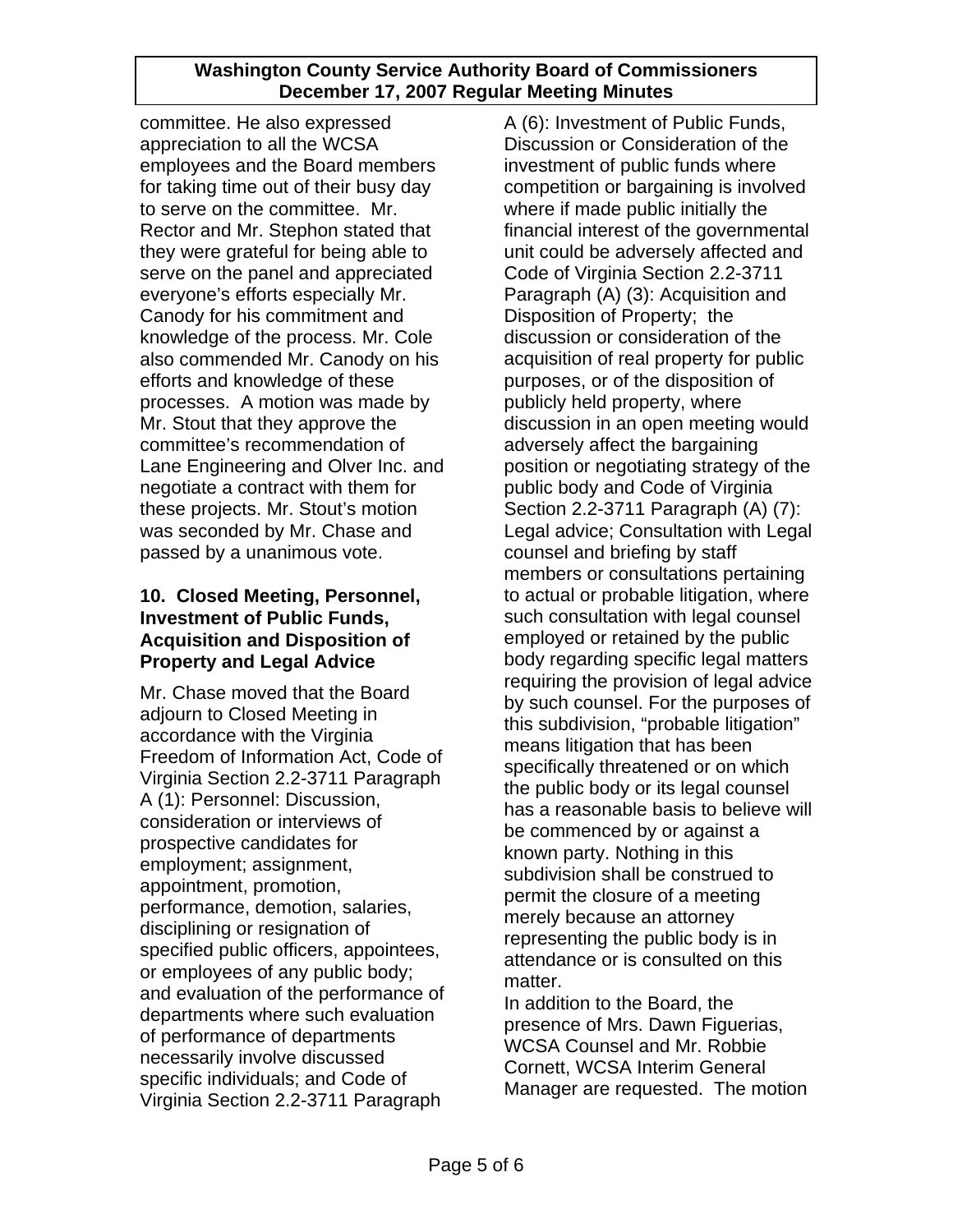committee. He also expressed appreciation to all the WCSA employees and the Board members for taking time out of their busy day to serve on the committee. Mr. Rector and Mr. Stephon stated that they were grateful for being able to serve on the panel and appreciated everyone's efforts especially Mr. Canody for his commitment and knowledge of the process. Mr. Cole also commended Mr. Canody on his efforts and knowledge of these processes. A motion was made by Mr. Stout that they approve the committee's recommendation of Lane Engineering and Olver Inc. and negotiate a contract with them for these projects. Mr. Stout's motion was seconded by Mr. Chase and passed by a unanimous vote.

### 10. Closed Meeting, Personnel, Investment of Public Funds, Acquisition and Disposition of Property and Legal Advice

Mr. Chase moved that the Board adjourn to Closed Meeting in accordance with the Virginia Freedom of Information Act, Code of Virginia Section 2.2-3711 Paragraph A (1): Personnel: Discussion, consideration or interviews of prospective candidates for employment; assignment, appointment, promotion, performance, demotion, salaries, disciplining or resignation of specified public officers, appointees, or employees of any public body; and evaluation of the performance of departments where such evaluation of performance of departments necessarily involve discussed specific individuals; and Code of Virginia Section 2.2-3711 Paragraph A (6): Investment of Public Funds, Discussion or Consideration of the investment of public funds where competition or bargaining is involved where if made public initially the financial interest of the governmental unit could be adversely affected and Code of Virginia Section 2.2-3711 Paragraph (A) (3): Acquisition and Disposition of Property; the discussion or consideration of the acquisition of real property for public purposes, or of the disposition of publicly held property, where discussion in an open meeting would adversely affect the bargaining position or negotiating strategy of the public body and Code of Virginia Section 2.2-3711 Paragraph (A) (7): Legal advice; Consultation with Legal counsel and briefing by staff members or consultations pertaining to actual or probable litigation, where such consultation with legal counsel employed or retained by the public body regarding specific legal matters requiring the provision of legal advice by such counsel. For the purposes of this subdivision, "probable litigation" means litigation that has been specifically threatened or on which the public body or its legal counsel has a reasonable basis to believe will be commenced by or against a known party. Nothing in this subdivision shall be construed to permit the closure of a meeting merely because an attorney representing the public body is in attendance or is consulted on this matter.

In addition to the Board, the presence of Mrs. Dawn Figuerias, WCSA Counsel and Mr. Robbie Cornett, WCSA Interim General Manager are requested. The motion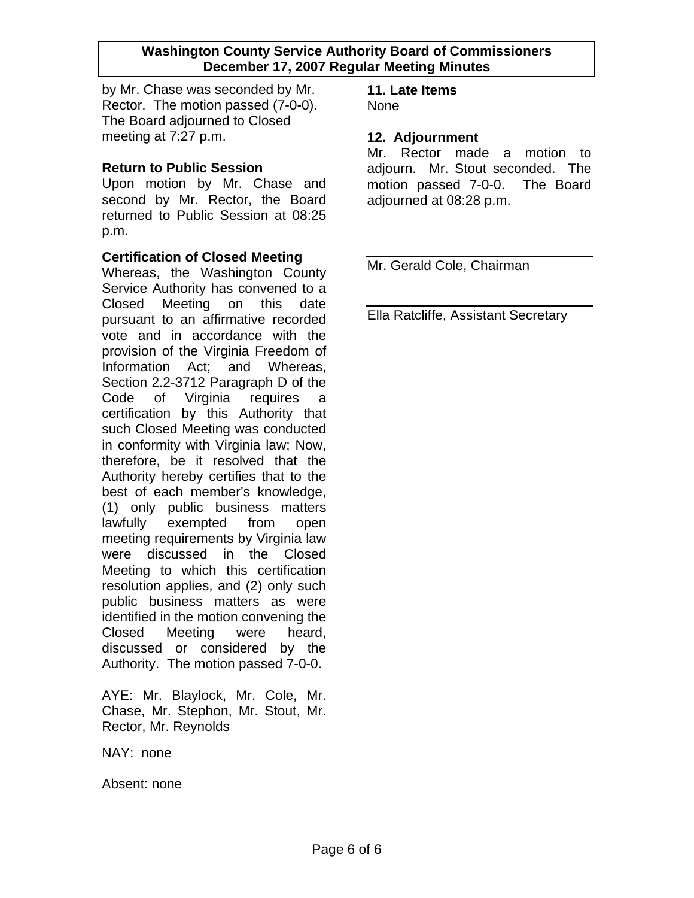by Mr. Chase was seconded by Mr. Rector. The motion passed (7-0-0). The Board adjourned to Closed meeting at 7:27 p.m.

**Return to Public Session**

Upon motion by Mr. Chase and second by Mr. Rector, the Board returned to Public Session at 08:25 p.m.

**Certification of Closed Meeting**

Whereas, the Washington County Service Authority has convened to a Closed Meeting on this date pursuant to an affirmative recorded vote and in accordance with the provision of the Virginia Freedom of Information Act; and Whereas, Section 2.2-3712 Paragraph D of the Code of Virginia requires a certification by this Authority that such Closed Meeting was conducted in conformity with Virginia law; Now, therefore, be it resolved that the Authority hereby certifies that to the best of each member's knowledge, (1) only public business matters lawfully exempted from open meeting requirements by Virginia law were discussed in the Closed Meeting to which this certification resolution applies, and (2) only such public business matters as were identified in the motion convening the Closed Meeting were heard, discussed or considered by the Authority. The motion passed 7-0-0.

AYE: Mr. Blaylock, Mr. Cole, Mr. Chase, Mr. Stephon, Mr. Stout, Mr. Rector, Mr. Reynolds

NAY: none

Absent: none

**11. Late Items**

None

**12. Adjournment**

Mr. Rector made a motion to adjourn. Mr. Stout seconded. The motion passed 7-0-0. The Board adjourned at 08:28 p.m.

Mr. Gerald Cole, Chairman

Ella Ratcliffe, Assistant Secretary